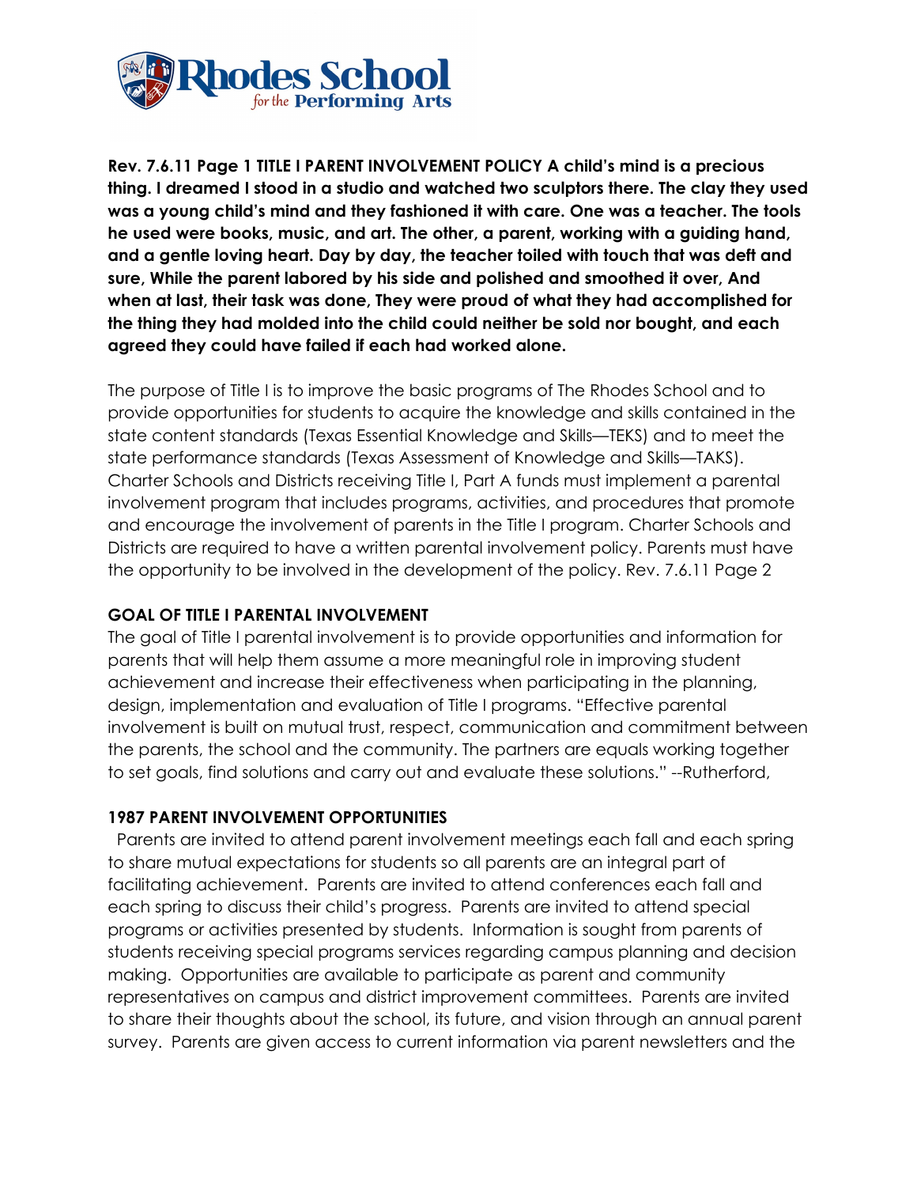**Rev. 7.6.11 Page 1 TITLE I PARENT INVOLVEMENT POLICY A child's mind is a precious thing. I dreamed I stood in a studio and watched two sculptors there. The clay they used was a young child's mind and they fashioned it with care. One was a teacher. The tools he used were books, music, and art. The other, a parent, working with a guiding hand, and a gentle loving heart. Day by day, the teacher toiled with touch that was deft and sure, While the parent labored by his side and polished and smoothed it over, And when at last, their task was done, They were proud of what they had accomplished for the thing they had molded into the child could neither be sold nor bought, and each agreed they could have failed if each had worked alone.**

The purpose of Title I is to improve the basic programs of The Rhodes School and to provide opportunities for students to acquire the knowledge and skills contained in the state content standards (Texas Essential Knowledge and Skills—TEKS) and to meet the state performance standards (Texas Assessment of Knowledge and Skills—TAKS). Charter Schools and Districts receiving Title I, Part A funds must implement a parental involvement program that includes programs, activities, and procedures that promote and encourage the involvement of parents in the Title I program. Charter Schools and Districts are required to have a written parental involvement policy. Parents must have the opportunity to be involved in the development of the policy. Rev. 7.6.11 Page 2

**GOAL OF TITLE I PARENTAL INVOLVEMENT**

The goal of Title I parental involvement is to provide opportunities and information for parents that will help them assume a more meaningful role in improving student achievement and increase their effectiveness when participating in the planning, design, implementation and evaluation of Title I programs. "Effective parental involvement is built on mutual trust, respect, communication and commitment between the parents, the school and the community. The partners are equals working together to set goals, find solutions and carry out and evaluate these solutions." --Rutherford,

**1987 PARENT INVOLVEMENT OPPORTUNITIES**

Parents are invited to attend parent involvement meetings each fall and each spring to share mutual expectations for students so all parents are an integral part of facilitating achievement. Parents are invited to attend conferences each fall and each spring to discuss their child's progress. Parents are invited to attend special programs or activities presented by students. Information is sought from parents of students receiving special programs services regarding campus planning and decision making. Opportunities are available to participate as parent and community representatives on campus and district improvement committees. Parents are invited to share their thoughts about the school, its future, and vision through an annual parent survey. Parents are given access to current information via parent newsletters and the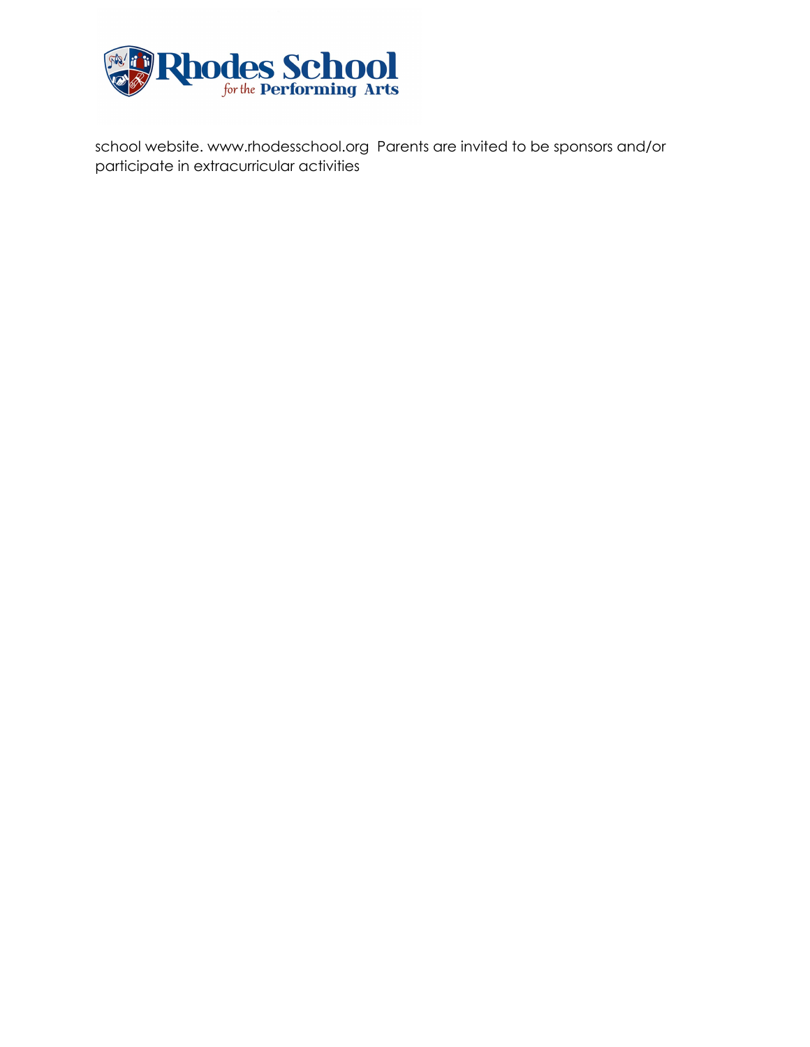school website. www.rhodesschool.org Parents are invited to be sponsors and/or participate in extracurricular activities